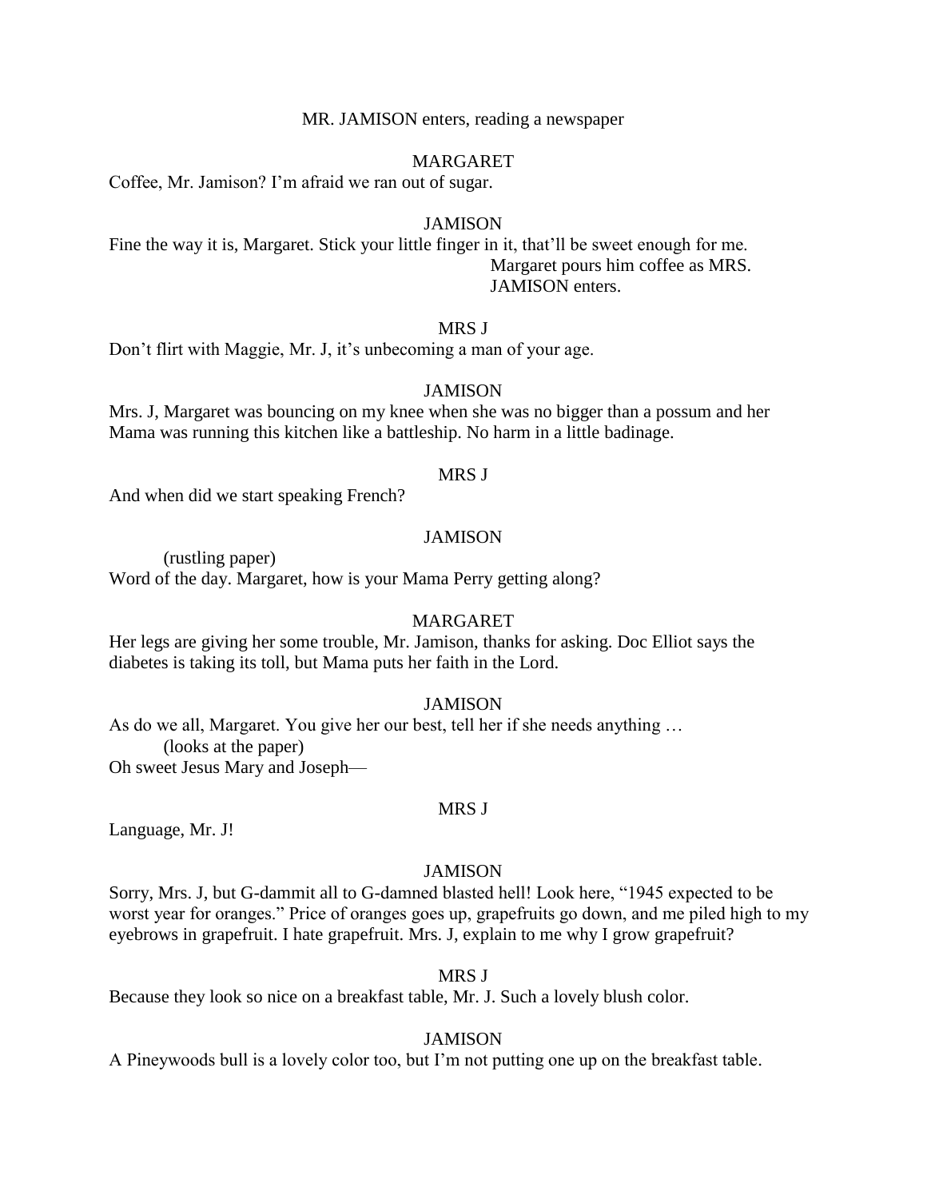MR. JAMISON enters, reading a newspaper

MARGARET

Coffee, Mr. Jamison? I'm afraid we ran out of sugar.

JAMISON

Fine the way it is, Margaret. Stick your little finger in it, that'll be sweet enough for me.

Margaret pours him coffee as MRS. JAMISON enters.

MRS J

Don't flirt with Maggie, Mr. J, it's unbecoming a man of your age.

JAMISON

Mrs. J, Margaret was bouncing on my knee when she was no bigger than a possum and her Mama was running this kitchen like a battleship. No harm in a little badinage.

MRS J

And when did we start speaking French?

JAMISON

(rustling paper)

Word of the day. Margaret, how is your Mama Perry getting along?

MARGARET

Her legs are giving her some trouble, Mr. Jamison, thanks for asking. Doc Elliot says the diabetes is taking its toll, but Mama puts her faith in the Lord.

JAMISON

As do we all, Margaret. You give her our best, tell her if she needs anything …

(looks at the paper)

Oh sweet Jesus Mary and Joseph—

MRS J

Language, Mr. J!

JAMISON

Sorry, Mrs. J, but G-dammit all to G-damned blasted hell! Look here, "1945 expected to be worst year for oranges." Price of oranges goes up, grapefruits go down, and me piled high to my eyebrows in grapefruit. I hate grapefruit. Mrs. J, explain to me why I grow grapefruit?

MRS J

Because they look so nice on a breakfast table, Mr. J. Such a lovely blush color.

JAMISON

A Pineywoods bull is a lovely color too, but I'm not putting one up on the breakfast table.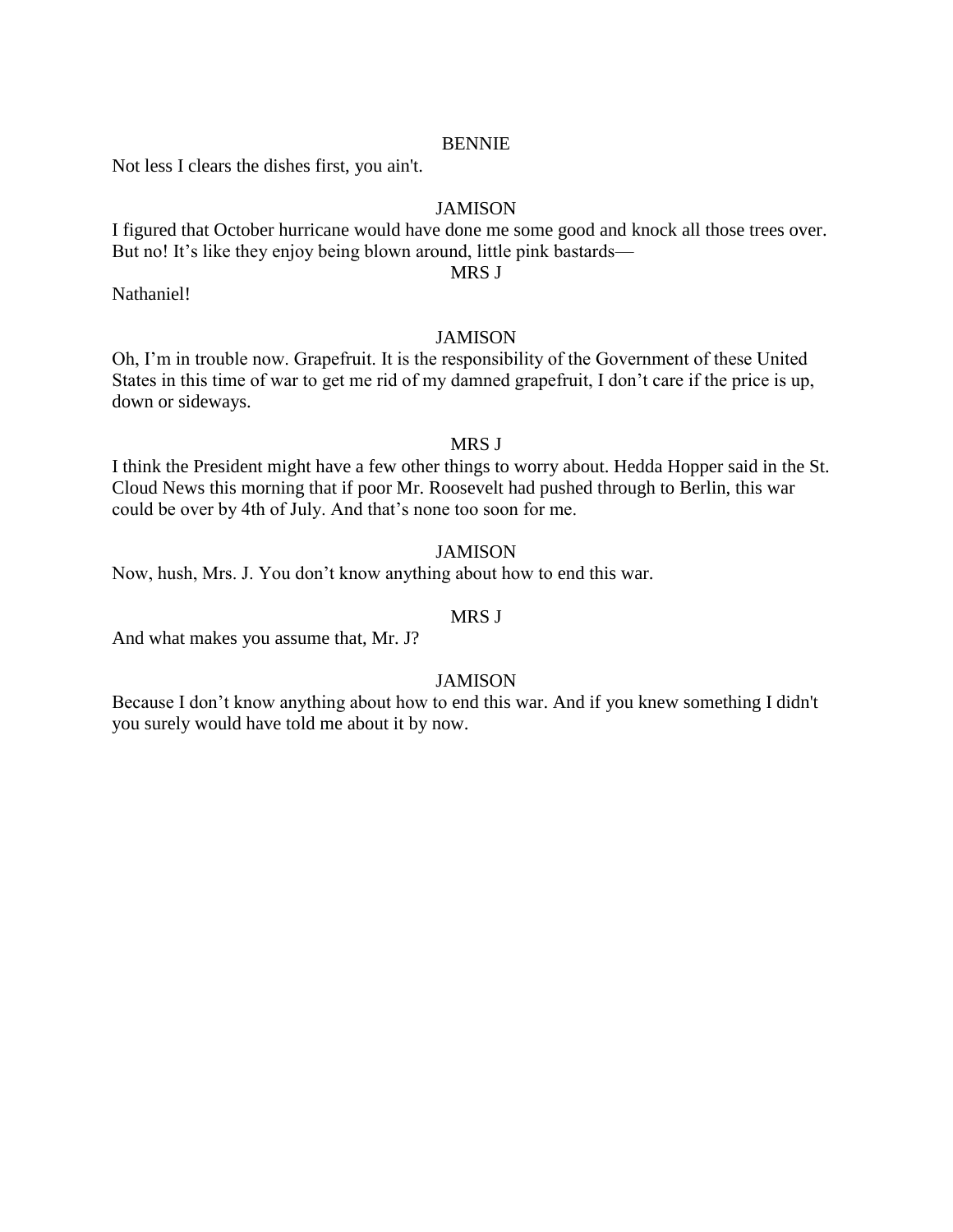BENNIE

Not less I clears the dishes first, you ain't.

JAMISON

I figured that October hurricane would have done me some good and knock all those trees over. But no! It's like they enjoy being blown around, little pink bastards—

MRS J

Nathaniel!

JAMISON

Oh, I'm in trouble now. Grapefruit. It is the responsibility of the Government of these United States in this time of war to get me rid of my damned grapefruit, I don't care if the price is up, down or sideways.

MRS J

I think the President might have a few other things to worry about. Hedda Hopper said in the St. Cloud News this morning that if poor Mr. Roosevelt had pushed through to Berlin, this war could be over by 4th of July. And that's none too soon for me.

JAMISON

Now, hush, Mrs. J. You don't know anything about how to end this war.

MRS J

And what makes you assume that, Mr. J?

JAMISON

Because I don't know anything about how to end this war. And if you knew something I didn't you surely would have told me about it by now.